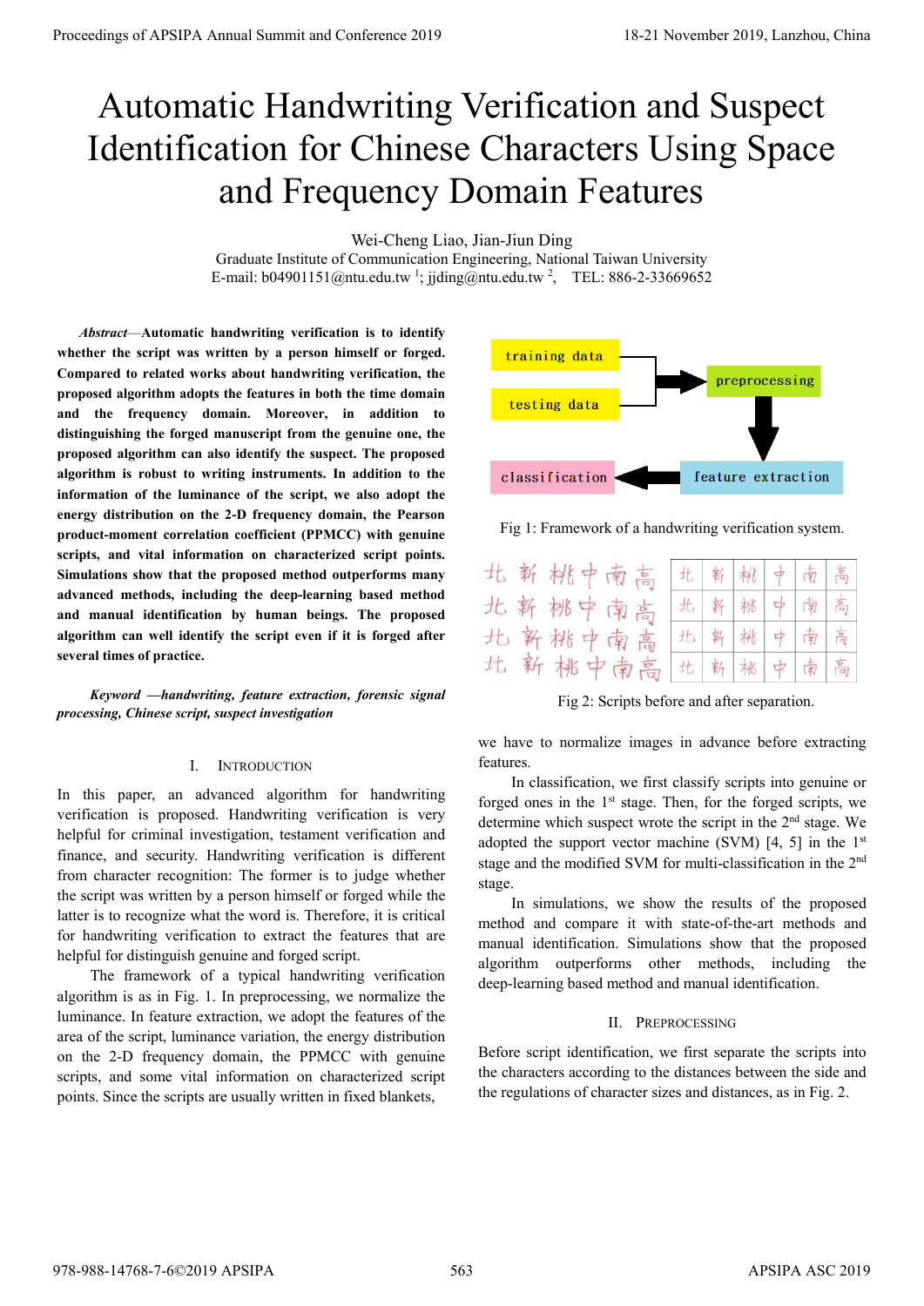# Automatic Handwriting Verification and Suspect Identification for Chinese Characters Using Space and Frequency Domain Features

Wei-Cheng Liao, Jian-Jiun Ding

Graduate Institute of Communication Engineering, National Taiwan University

E-mail: b04901151@ntu.edu.tw [1]; jjding@ntu.edu.tw [2], TEL: 886-2-33669652

***Abstract*—Automatic handwriting verification is to identify whether the script was written by a person himself or forged. Compared to related works about handwriting verification, the proposed algorithm adopts the features in both the time domain and the frequency domain. Moreover, in addition to distinguishing the forged manuscript from the genuine one, the proposed algorithm can also identify the suspect. The proposed algorithm is robust to writing instruments. In addition to the information of the luminance of the script, we also adopt the energy distribution on the 2-D frequency domain, the Pearson product-moment correlation coefficient (PPMCC) with genuine scripts, and vital information on characterized script points. Simulations show that the proposed method outperforms many advanced methods, including the deep-learning based method and manual identification by human beings. The proposed algorithm can well identify the script even if it is forged after several times of practice.**

***Keyword —handwriting, feature extraction, forensic signal processing, Chinese script, suspect investigation***

## I. Introduction

In this paper, an advanced algorithm for handwriting verification is proposed. Handwriting verification is very helpful for criminal investigation, testament verification and finance, and security. Handwriting verification is different from character recognition: The former is to judge whether the script was written by a person himself or forged while the latter is to recognize what the word is. Therefore, it is critical for handwriting verification to extract the features that are helpful for distinguish genuine and forged script.

The framework of a typical handwriting verification algorithm is as in Fig. 1. In preprocessing, we normalize the luminance. In feature extraction, we adopt the features of the area of the script, luminance variation, the energy distribution on the 2-D frequency domain, the PPMCC with genuine scripts, and some vital information on characterized script points. Since the scripts are usually written in fixed blankets, we have to normalize images in advance before extracting features.

Fig 1: Framework of a handwriting verification system.

Fig 2: Scripts before and after separation.

In classification, we first classify scripts into genuine or forged ones in the 1st stage. Then, for the forged scripts, we determine which suspect wrote the script in the 2nd stage. We adopted the support vector machine (SVM) [4, 5] in the 1st stage and the modified SVM for multi-classification in the 2nd stage.

In simulations, we show the results of the proposed method and compare it with state-of-the-art methods and manual identification. Simulations show that the proposed algorithm outperforms other methods, including the deep-learning based method and manual identification.

## II. Preprocessing

Before script identification, we first separate the scripts into the characters according to the distances between the side and the regulations of character sizes and distances, as in Fig. 2.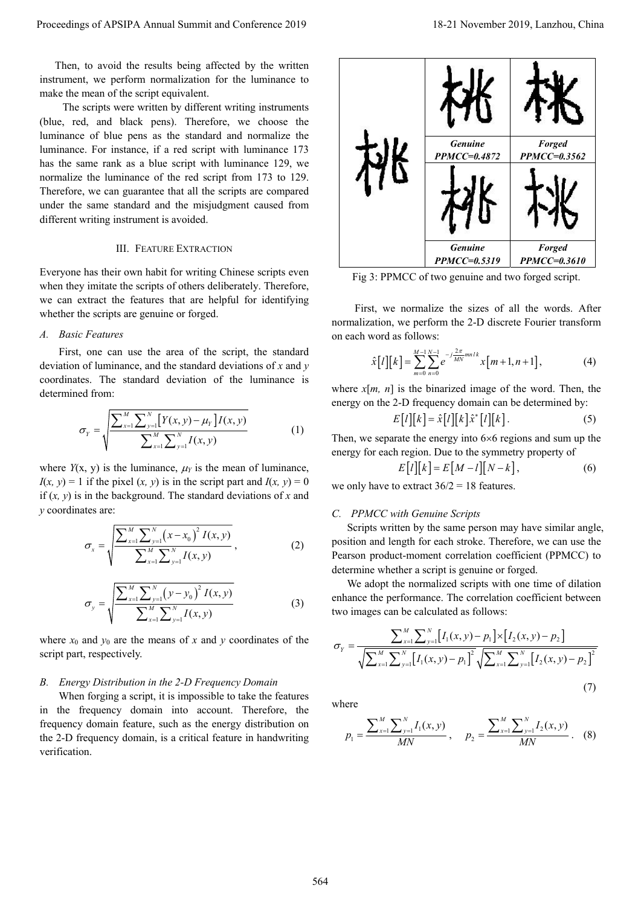Then, to avoid the results being affected by the written instrument, we perform normalization for the luminance to make the mean of the script equivalent.

The scripts were written by different writing instruments (blue, red, and black pens). Therefore, we choose the luminance of blue pens as the standard and normalize the luminance. For instance, if a red script with luminance 173 has the same rank as a blue script with luminance 129, we normalize the luminance of the red script from 173 to 129. Therefore, we can guarantee that all the scripts are compared under the same standard and the misjudgment caused from different writing instrument is avoided.

## III. Feature Extraction

Everyone has their own habit for writing Chinese scripts even when they imitate the scripts of others deliberately. Therefore, we can extract the features that are helpful for identifying whether the scripts are genuine or forged.

### A. Basic Features

First, one can use the area of the script, the standard deviation of luminance, and the standard deviations of $x$ and $y$ coordinates. The standard deviation of the luminance is determined from:

$$\sigma_Y = \sqrt{\frac{\sum_{x=1}^{M}\sum_{y=1}^{N}\left[Y(x,y)-\mu_Y\right]I(x,y)}{\sum_{x=1}^{M}\sum_{y=1}^{N}I(x,y)}} \tag{1}$$

where $Y$(x, y) is the luminance, $\mu_Y$ is the mean of luminance, $I(x, y) = 1$ if the pixel $(x, y)$ is in the script part and $I(x, y) = 0$ if $(x, y)$ is in the background. The standard deviations of $x$ and $y$ coordinates are:

$$\sigma_x = \sqrt{\frac{\sum_{x=1}^{M}\sum_{y=1}^{N}\left(x-x_0\right)^2 I(x,y)}{\sum_{x=1}^{M}\sum_{y=1}^{N}I(x,y)}}, \tag{2}$$

$$\sigma_y = \sqrt{\frac{\sum_{x=1}^{M}\sum_{y=1}^{N}\left(y-y_0\right)^2 I(x,y)}{\sum_{x=1}^{M}\sum_{y=1}^{N}I(x,y)}} \tag{3}$$

where $x_0$ and $y_0$ are the means of $x$ and $y$ coordinates of the script part, respectively.

### B. Energy Distribution in the 2-D Frequency Domain

When forging a script, it is impossible to take the features in the frequency domain into account. Therefore, the frequency domain feature, such as the energy distribution on the 2-D frequency domain, is a critical feature in handwriting verification.

| | | |
|---|---|---|
| | ***Genuine*** ***PPMCC=0.4872*** | ***Forged*** ***PPMCC=0.3562*** |
| | ***Genuine*** ***PPMCC=0.5319*** | ***Forged*** ***PPMCC=0.3610*** |

Fig 3: PPMCC of two genuine and two forged script.

First, we normalize the sizes of all the words. After normalization, we perform the 2-D discrete Fourier transform on each word as follows:

$$\hat{x}[l][k] = \sum_{m=0}^{M-1}\sum_{n=0}^{N-1} e^{-j\frac{2\pi}{MN}mnlk}\, x[m+1,n+1], \tag{4}$$

where $x[m, n]$ is the binarized image of the word. Then, the energy on the 2-D frequency domain can be determined by:

$$E[l][k] = \hat{x}[l][k]\,\hat{x}^*[l][k]. \tag{5}$$

Then, we separate the energy into 6×6 regions and sum up the energy for each region. Due to the symmetry property of

$$E[l][k] = E[M-l][N-k], \tag{6}$$

we only have to extract 36/2 = 18 features.

### C. PPMCC with Genuine Scripts

Scripts written by the same person may have similar angle, position and length for each stroke. Therefore, we can use the Pearson product-moment correlation coefficient (PPMCC) to determine whether a script is genuine or forged.

We adopt the normalized scripts with one time of dilation enhance the performance. The correlation coefficient between two images can be calculated as follows:

$$\sigma_Y = \frac{\sum_{x=1}^{M}\sum_{y=1}^{N}\left[I_1(x,y)-p_1\right]\times\left[I_2(x,y)-p_2\right]}{\sqrt{\sum_{x=1}^{M}\sum_{y=1}^{N}\left[I_1(x,y)-p_1\right]^2}\sqrt{\sum_{x=1}^{M}\sum_{y=1}^{N}\left[I_2(x,y)-p_2\right]^2}} \tag{7}$$

where

$$p_1 = \frac{\sum_{x=1}^{M}\sum_{y=1}^{N}I_1(x,y)}{MN}, \quad p_2 = \frac{\sum_{x=1}^{M}\sum_{y=1}^{N}I_2(x,y)}{MN}. \tag{8}$$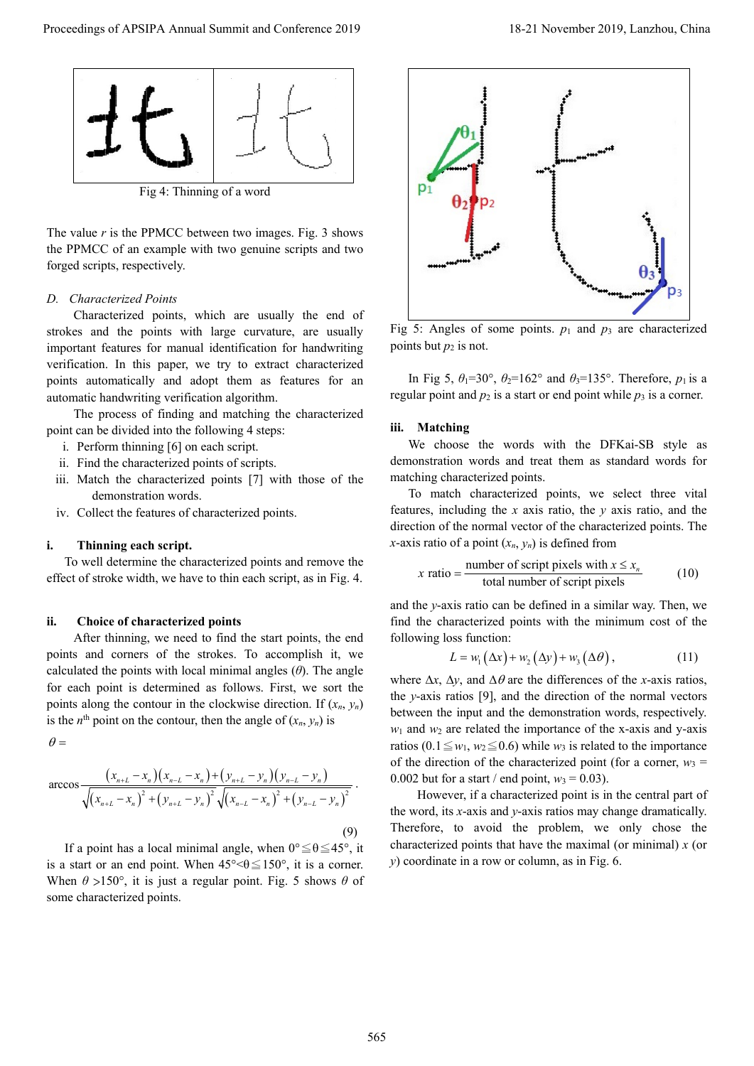Fig 4: Thinning of a word

The value $r$ is the PPMCC between two images. Fig. 3 shows the PPMCC of an example with two genuine scripts and two forged scripts, respectively.

### D. Characterized Points

Characterized points, which are usually the end of strokes and the points with large curvature, are usually important features for manual identification for handwriting verification. In this paper, we try to extract characterized points automatically and adopt them as features for an automatic handwriting verification algorithm.

The process of finding and matching the characterized point can be divided into the following 4 steps:

i. Perform thinning [6] on each script.
ii. Find the characterized points of scripts.
iii. Match the characterized points [7] with those of the demonstration words.
iv. Collect the features of characterized points.

#### i. Thinning each script.

To well determine the characterized points and remove the effect of stroke width, we have to thin each script, as in Fig. 4.

#### ii. Choice of characterized points

After thinning, we need to find the start points, the end points and corners of the strokes. To accomplish it, we calculated the points with local minimal angles ($\theta$). The angle for each point is determined as follows. First, we sort the points along the contour in the clockwise direction. If $(x_n, y_n)$ is the $n^{\text{th}}$ point on the contour, then the angle of $(x_n, y_n)$ is

$$\theta = \arccos \frac{(x_{n+L} - x_n)(x_{n-L} - x_n) + (y_{n+L} - y_n)(y_{n-L} - y_n)}{\sqrt{(x_{n+L} - x_n)^2 + (y_{n+L} - y_n)^2}\sqrt{(x_{n-L} - x_n)^2 + (y_{n-L} - y_n)^2}} . \tag{9}$$

If a point has a local minimal angle, when $0° \leqq \theta \leqq 45°$, it is a start or an end point. When $45° < \theta \leqq 150°$, it is a corner. When $\theta > 150°$, it is just a regular point. Fig. 5 shows $\theta$ of some characterized points.

Fig 5: Angles of some points. $p_1$ and $p_3$ are characterized points but $p_2$ is not.

In Fig 5, $\theta_1$=30°, $\theta_2$=162° and $\theta_3$=135°. Therefore, $p_1$ is a regular point and $p_2$ is a start or end point while $p_3$ is a corner.

#### iii. Matching

We choose the words with the DFKai-SB style as demonstration words and treat them as standard words for matching characterized points.

To match characterized points, we select three vital features, including the $x$ axis ratio, the $y$ axis ratio, and the direction of the normal vector of the characterized points. The $x$-axis ratio of a point $(x_n, y_n)$ is defined from

$$x \text{ ratio} = \frac{\text{number of script pixels with } x \leq x_n}{\text{total number of script pixels}} \tag{10}$$

and the $y$-axis ratio can be defined in a similar way. Then, we find the characterized points with the minimum cost of the following loss function:

$$L = w_1(\Delta x) + w_2(\Delta y) + w_3(\Delta\theta), \tag{11}$$

where $\Delta x$, $\Delta y$, and $\Delta\theta$ are the differences of the $x$-axis ratios, the $y$-axis ratios [9], and the direction of the normal vectors between the input and the demonstration words, respectively. $w_1$ and $w_2$ are related the importance of the x-axis and y-axis ratios ($0.1 \leqq w_1, w_2 \leqq 0.6$) while $w_3$ is related to the importance of the direction of the characterized point (for a corner, $w_3$ = 0.002 but for a start / end point, $w_3$ = 0.03).

However, if a characterized point is in the central part of the word, its $x$-axis and $y$-axis ratios may change dramatically. Therefore, to avoid the problem, we only chose the characterized points that have the maximal (or minimal) $x$ (or $y$) coordinate in a row or column, as in Fig. 6.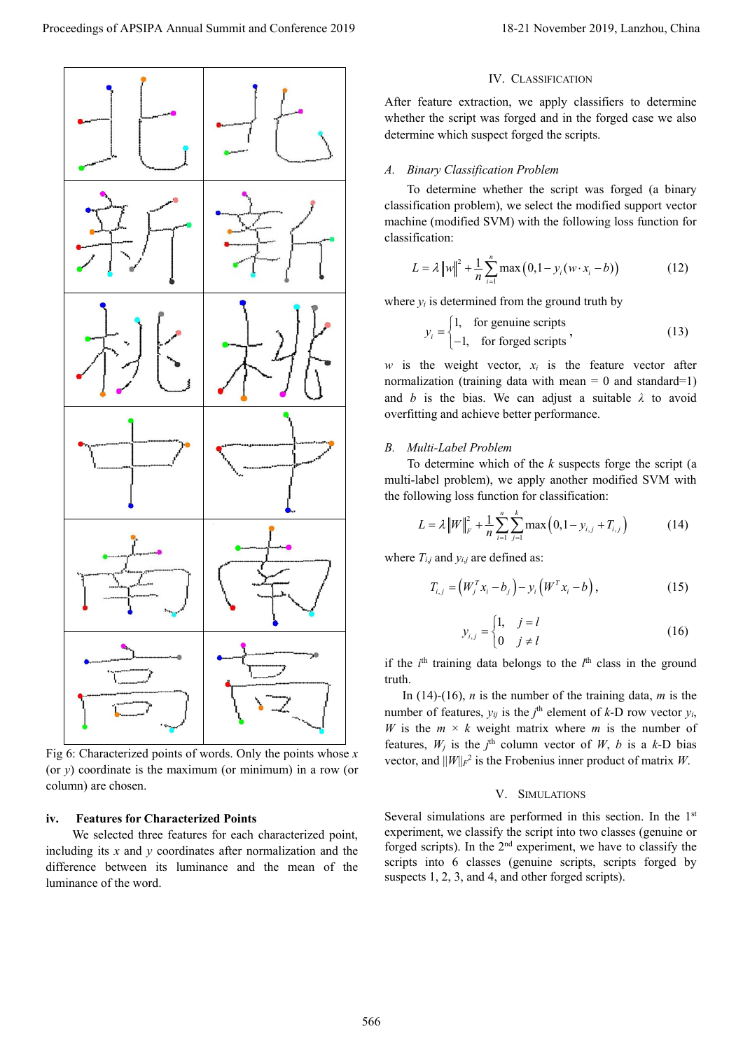Fig 6: Characterized points of words. Only the points whose $x$ (or $y$) coordinate is the maximum (or minimum) in a row (or column) are chosen.

#### iv. Features for Characterized Points

We selected three features for each characterized point, including its $x$ and $y$ coordinates after normalization and the difference between its luminance and the mean of the luminance of the word.

## IV. Classification

After feature extraction, we apply classifiers to determine whether the script was forged and in the forged case we also determine which suspect forged the scripts.

### A. Binary Classification Problem

To determine whether the script was forged (a binary classification problem), we select the modified support vector machine (modified SVM) with the following loss function for classification:

$$L = \lambda \|w\|^2 + \frac{1}{n}\sum_{i=1}^{n} \max\left(0, 1 - y_i(w \cdot x_i - b)\right) \tag{12}$$

where $y_i$ is determined from the ground truth by

$$y_i = \begin{cases} 1, & \text{for genuine scripts} \\ -1, & \text{for forged scripts} \end{cases}, \tag{13}$$

$w$ is the weight vector, $x_i$ is the feature vector after normalization (training data with mean = 0 and standard=1) and $b$ is the bias. We can adjust a suitable $\lambda$ to avoid overfitting and achieve better performance.

### B. Multi-Label Problem

To determine which of the $k$ suspects forge the script (a multi-label problem), we apply another modified SVM with the following loss function for classification:

$$L = \lambda \|W\|_F^2 + \frac{1}{n}\sum_{i=1}^{n}\sum_{j=1}^{k} \max\left(0, 1 - y_{i,j} + T_{i,j}\right) \tag{14}$$

where $T_{i,j}$ and $y_{i,j}$ are defined as:

$$T_{i,j} = \left(W_j^T x_i - b_j\right) - y_i\left(W^T x_i - b\right), \tag{15}$$

$$y_{i,j} = \begin{cases} 1, & j = l \\ 0 & j \neq l \end{cases} \tag{16}$$

if the $i^{th}$ training data belongs to the $l^{th}$ class in the ground truth.

In (14)-(16), $n$ is the number of the training data, $m$ is the number of features, $y_{ij}$ is the $j^{th}$ element of $k$-D row vector $y_i$, $W$ is the $m \times k$ weight matrix where $m$ is the number of features, $W_j$ is the $j^{th}$ column vector of $W$, $b$ is a $k$-D bias vector, and $\|W\|_F^2$ is the Frobenius inner product of matrix $W$.

## V. Simulations

Several simulations are performed in this section. In the 1st experiment, we classify the script into two classes (genuine or forged scripts). In the 2nd experiment, we have to classify the scripts into 6 classes (genuine scripts, scripts forged by suspects 1, 2, 3, and 4, and other forged scripts).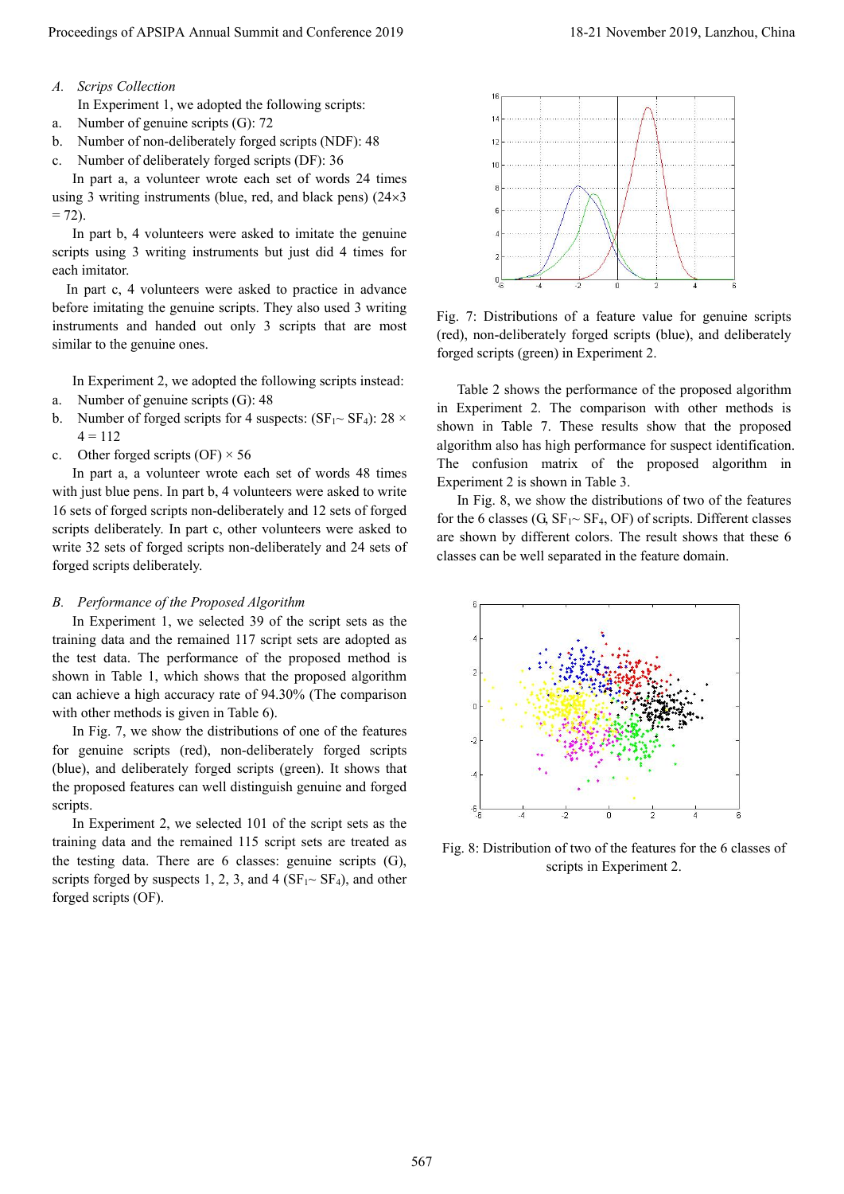### A. Scrips Collection

In Experiment 1, we adopted the following scripts:

a. Number of genuine scripts (G): 72

b. Number of non-deliberately forged scripts (NDF): 48

c. Number of deliberately forged scripts (DF): 36

In part a, a volunteer wrote each set of words 24 times using 3 writing instruments (blue, red, and black pens) (24×3 = 72).

In part b, 4 volunteers were asked to imitate the genuine scripts using 3 writing instruments but just did 4 times for each imitator.

In part c, 4 volunteers were asked to practice in advance before imitating the genuine scripts. They also used 3 writing instruments and handed out only 3 scripts that are most similar to the genuine ones.

In Experiment 2, we adopted the following scripts instead:

a. Number of genuine scripts (G): 48

b. Number of forged scripts for 4 suspects: ($SF_1$~ $SF_4$): 28 × 4 = 112

c. Other forged scripts (OF) × 56

In part a, a volunteer wrote each set of words 48 times with just blue pens. In part b, 4 volunteers were asked to write 16 sets of forged scripts non-deliberately and 12 sets of forged scripts deliberately. In part c, other volunteers were asked to write 32 sets of forged scripts non-deliberately and 24 sets of forged scripts deliberately.

### B. Performance of the Proposed Algorithm

In Experiment 1, we selected 39 of the script sets as the training data and the remained 117 script sets are adopted as the test data. The performance of the proposed method is shown in Table 1, which shows that the proposed algorithm can achieve a high accuracy rate of 94.30% (The comparison with other methods is given in Table 6).

In Fig. 7, we show the distributions of one of the features for genuine scripts (red), non-deliberately forged scripts (blue), and deliberately forged scripts (green). It shows that the proposed features can well distinguish genuine and forged scripts.

In Experiment 2, we selected 101 of the script sets as the training data and the remained 115 script sets are treated as the testing data. There are 6 classes: genuine scripts (G), scripts forged by suspects 1, 2, 3, and 4 ($SF_1$~ $SF_4$), and other forged scripts (OF).

Fig. 7: Distributions of a feature value for genuine scripts (red), non-deliberately forged scripts (blue), and deliberately forged scripts (green) in Experiment 2.

Table 2 shows the performance of the proposed algorithm in Experiment 2. The comparison with other methods is shown in Table 7. These results show that the proposed algorithm also has high performance for suspect identification. The confusion matrix of the proposed algorithm in Experiment 2 is shown in Table 3.

In Fig. 8, we show the distributions of two of the features for the 6 classes (G, $SF_1$~ $SF_4$, OF) of scripts. Different classes are shown by different colors. The result shows that these 6 classes can be well separated in the feature domain.

Fig. 8: Distribution of two of the features for the 6 classes of scripts in Experiment 2.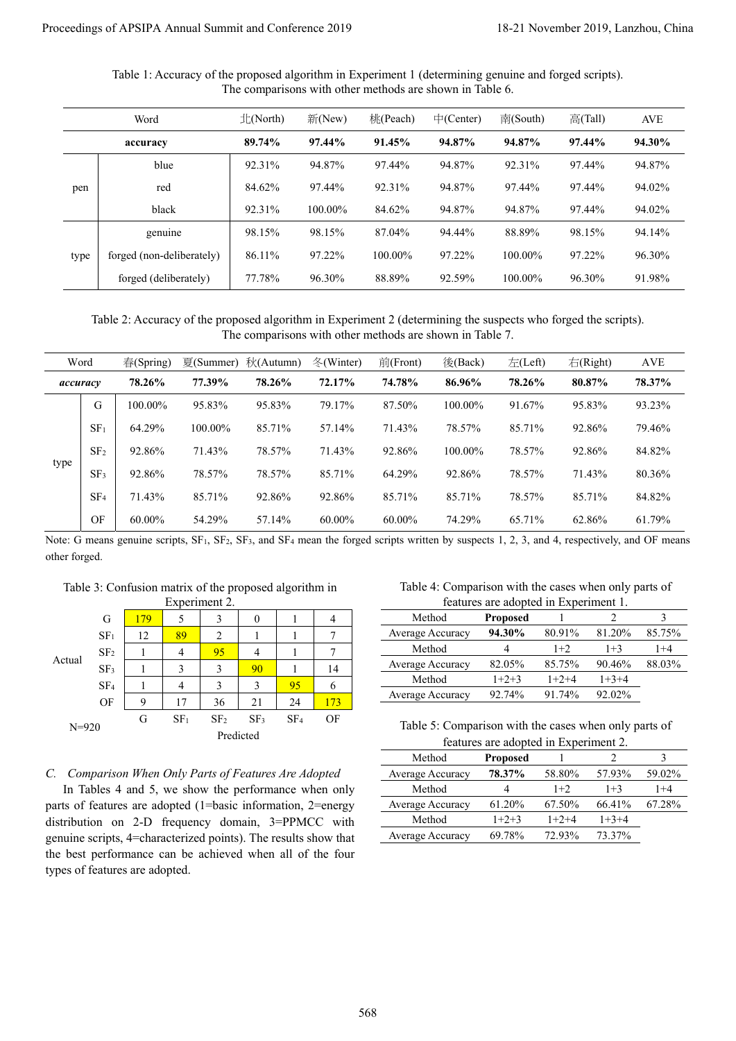Table 1: Accuracy of the proposed algorithm in Experiment 1 (determining genuine and forged scripts). The comparisons with other methods are shown in Table 6.

| | Word | 北(North) | 新(New) | 桃(Peach) | 中(Center) | 南(South) | 高(Tall) | AVE |
|---|---|---|---|---|---|---|---|---|
| | **accuracy** | **89.74%** | **97.44%** | **91.45%** | **94.87%** | **94.87%** | **97.44%** | **94.30%** |
| pen | blue | 92.31% | 94.87% | 97.44% | 94.87% | 92.31% | 97.44% | 94.87% |
| | red | 84.62% | 97.44% | 92.31% | 94.87% | 97.44% | 97.44% | 94.02% |
| | black | 92.31% | 100.00% | 84.62% | 94.87% | 94.87% | 97.44% | 94.02% |
| type | genuine | 98.15% | 98.15% | 87.04% | 94.44% | 88.89% | 98.15% | 94.14% |
| | forged (non-deliberately) | 86.11% | 97.22% | 100.00% | 97.22% | 100.00% | 97.22% | 96.30% |
| | forged (deliberately) | 77.78% | 96.30% | 88.89% | 92.59% | 100.00% | 96.30% | 91.98% |

Table 2: Accuracy of the proposed algorithm in Experiment 2 (determining the suspects who forged the scripts). The comparisons with other methods are shown in Table 7.

| | Word | 春(Spring) | 夏(Summer) | 秋(Autumn) | 冬(Winter) | 前(Front) | 後(Back) | 左(Left) | 右(Right) | AVE |
|---|---|---|---|---|---|---|---|---|---|---|
| | ***accuracy*** | **78.26%** | **77.39%** | **78.26%** | **72.17%** | **74.78%** | **86.96%** | **78.26%** | **80.87%** | **78.37%** |
| type | G | 100.00% | 95.83% | 95.83% | 79.17% | 87.50% | 100.00% | 91.67% | 95.83% | 93.23% |
| | $SF_1$ | 64.29% | 100.00% | 85.71% | 57.14% | 71.43% | 78.57% | 85.71% | 92.86% | 79.46% |
| | $SF_2$ | 92.86% | 71.43% | 78.57% | 71.43% | 92.86% | 100.00% | 78.57% | 92.86% | 84.82% |
| | $SF_3$ | 92.86% | 78.57% | 78.57% | 85.71% | 64.29% | 92.86% | 78.57% | 71.43% | 80.36% |
| | $SF_4$ | 71.43% | 85.71% | 92.86% | 92.86% | 85.71% | 85.71% | 78.57% | 85.71% | 84.82% |
| | OF | 60.00% | 54.29% | 57.14% | 60.00% | 60.00% | 74.29% | 65.71% | 62.86% | 61.79% |

Note: G means genuine scripts, $SF_1$, $SF_2$, $SF_3$, and $SF_4$ mean the forged scripts written by suspects 1, 2, 3, and 4, respectively, and OF means other forged.

Table 3: Confusion matrix of the proposed algorithm in Experiment 2.

| Actual \ Predicted (N=920) | G | $SF_1$ | $SF_2$ | $SF_3$ | $SF_4$ | OF |
|---|---|---|---|---|---|---|
| G | 179 | 5 | 3 | 0 | 1 | 4 |
| $SF_1$ | 12 | 89 | 2 | 1 | 1 | 7 |
| $SF_2$ | 1 | 4 | 95 | 4 | 1 | 7 |
| $SF_3$ | 1 | 3 | 3 | 90 | 1 | 14 |
| $SF_4$ | 1 | 4 | 3 | 3 | 95 | 6 |
| OF | 9 | 17 | 36 | 21 | 24 | 173 |

### C. *Comparison When Only Parts of Features Are Adopted*

In Tables 4 and 5, we show the performance when only parts of features are adopted (1=basic information, 2=energy distribution on 2-D frequency domain, 3=PPMCC with genuine scripts, 4=characterized points). The results show that the best performance can be achieved when all of the four types of features are adopted.

Table 4: Comparison with the cases when only parts of features are adopted in Experiment 1.

| Method | **Proposed** | 1 | 2 | 3 |
|---|---|---|---|---|
| Average Accuracy | **94.30%** | 80.91% | 81.20% | 85.75% |
| Method | 4 | 1+2 | 1+3 | 1+4 |
| Average Accuracy | 82.05% | 85.75% | 90.46% | 88.03% |
| Method | 1+2+3 | 1+2+4 | 1+3+4 | |
| Average Accuracy | 92.74% | 91.74% | 92.02% | |

Table 5: Comparison with the cases when only parts of features are adopted in Experiment 2.

| Method | **Proposed** | 1 | 2 | 3 |
|---|---|---|---|---|
| Average Accuracy | **78.37%** | 58.80% | 57.93% | 59.02% |
| Method | 4 | 1+2 | 1+3 | 1+4 |
| Average Accuracy | 61.20% | 67.50% | 66.41% | 67.28% |
| Method | 1+2+3 | 1+2+4 | 1+3+4 | |
| Average Accuracy | 69.78% | 72.93% | 73.37% | |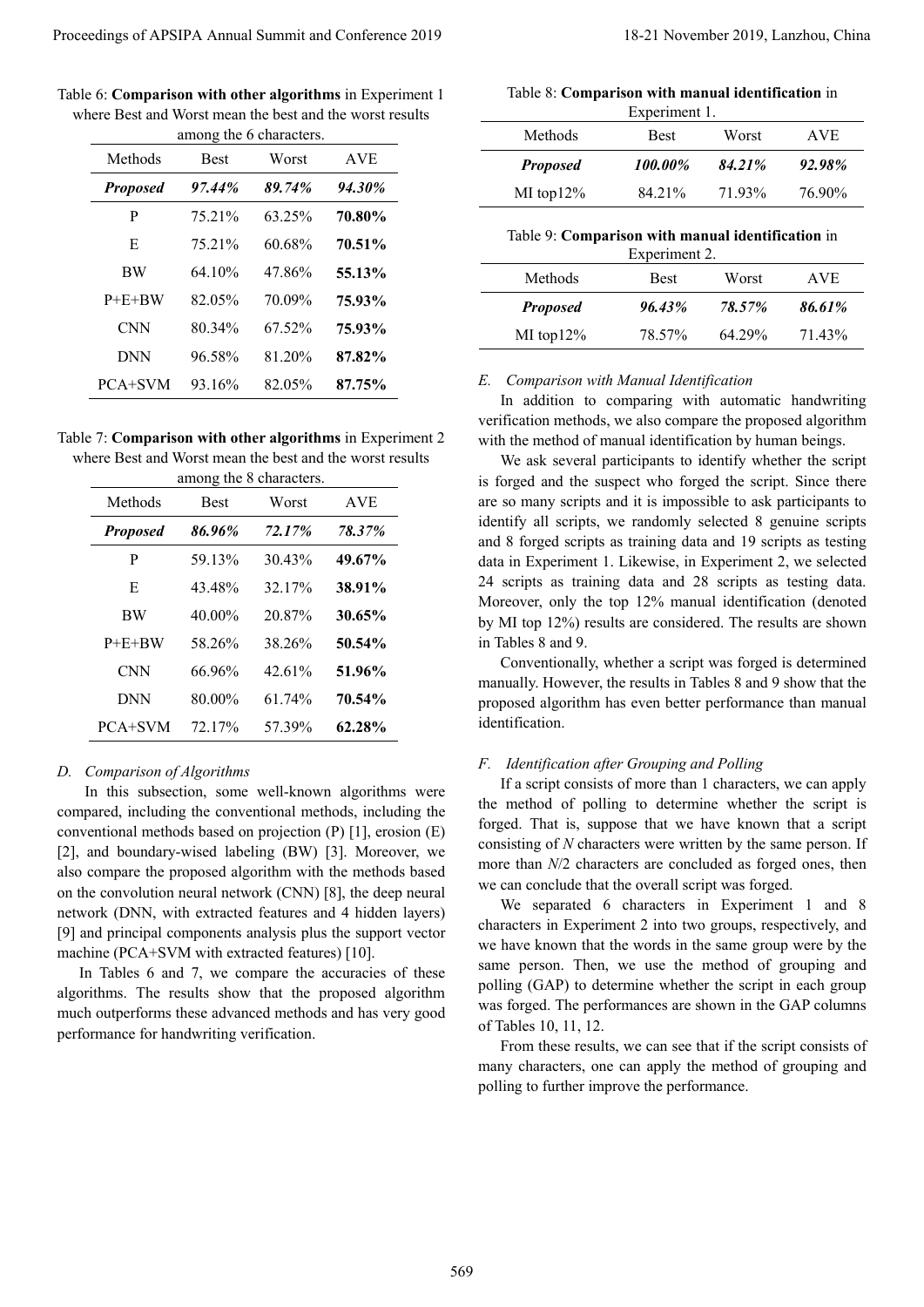Table 6: **Comparison with other algorithms** in Experiment 1 where Best and Worst mean the best and the worst results among the 6 characters.

| Methods | Best | Worst | AVE |
|---|---|---|---|
| ***Proposed*** | ***97.44%*** | ***89.74%*** | ***94.30%*** |
| P | 75.21% | 63.25% | **70.80%** |
| E | 75.21% | 60.68% | **70.51%** |
| BW | 64.10% | 47.86% | **55.13%** |
| P+E+BW | 82.05% | 70.09% | **75.93%** |
| CNN | 80.34% | 67.52% | **75.93%** |
| DNN | 96.58% | 81.20% | **87.82%** |
| PCA+SVM | 93.16% | 82.05% | **87.75%** |

Table 7: **Comparison with other algorithms** in Experiment 2 where Best and Worst mean the best and the worst results among the 8 characters.

| Methods | Best | Worst | AVE |
|---|---|---|---|
| ***Proposed*** | ***86.96%*** | ***72.17%*** | ***78.37%*** |
| P | 59.13% | 30.43% | **49.67%** |
| E | 43.48% | 32.17% | **38.91%** |
| BW | 40.00% | 20.87% | **30.65%** |
| P+E+BW | 58.26% | 38.26% | **50.54%** |
| CNN | 66.96% | 42.61% | **51.96%** |
| DNN | 80.00% | 61.74% | **70.54%** |
| PCA+SVM | 72.17% | 57.39% | **62.28%** |

### *D. Comparison of Algorithms*

In this subsection, some well-known algorithms were compared, including the conventional methods, including the conventional methods based on projection (P) [1], erosion (E) [2], and boundary-wised labeling (BW) [3]. Moreover, we also compare the proposed algorithm with the methods based on the convolution neural network (CNN) [8], the deep neural network (DNN, with extracted features and 4 hidden layers) [9] and principal components analysis plus the support vector machine (PCA+SVM with extracted features) [10].

In Tables 6 and 7, we compare the accuracies of these algorithms. The results show that the proposed algorithm much outperforms these advanced methods and has very good performance for handwriting verification.

Table 8: **Comparison with manual identification** in Experiment 1.

| Methods | Best | Worst | AVE |
|---|---|---|---|
| ***Proposed*** | ***100.00%*** | ***84.21%*** | ***92.98%*** |
| MI top12% | 84.21% | 71.93% | 76.90% |

Table 9: **Comparison with manual identification** in Experiment 2.

| Methods | Best | Worst | AVE |
|---|---|---|---|
| ***Proposed*** | ***96.43%*** | ***78.57%*** | ***86.61%*** |
| MI top12% | 78.57% | 64.29% | 71.43% |

### *E. Comparison with Manual Identification*

In addition to comparing with automatic handwriting verification methods, we also compare the proposed algorithm with the method of manual identification by human beings.

We ask several participants to identify whether the script is forged and the suspect who forged the script. Since there are so many scripts and it is impossible to ask participants to identify all scripts, we randomly selected 8 genuine scripts and 8 forged scripts as training data and 19 scripts as testing data in Experiment 1. Likewise, in Experiment 2, we selected 24 scripts as training data and 28 scripts as testing data. Moreover, only the top 12% manual identification (denoted by MI top 12%) results are considered. The results are shown in Tables 8 and 9.

Conventionally, whether a script was forged is determined manually. However, the results in Tables 8 and 9 show that the proposed algorithm has even better performance than manual identification.

### *F. Identification after Grouping and Polling*

If a script consists of more than 1 characters, we can apply the method of polling to determine whether the script is forged. That is, suppose that we have known that a script consisting of $N$ characters were written by the same person. If more than $N/2$ characters are concluded as forged ones, then we can conclude that the overall script was forged.

We separated 6 characters in Experiment 1 and 8 characters in Experiment 2 into two groups, respectively, and we have known that the words in the same group were by the same person. Then, we use the method of grouping and polling (GAP) to determine whether the script in each group was forged. The performances are shown in the GAP columns of Tables 10, 11, 12.

From these results, we can see that if the script consists of many characters, one can apply the method of grouping and polling to further improve the performance.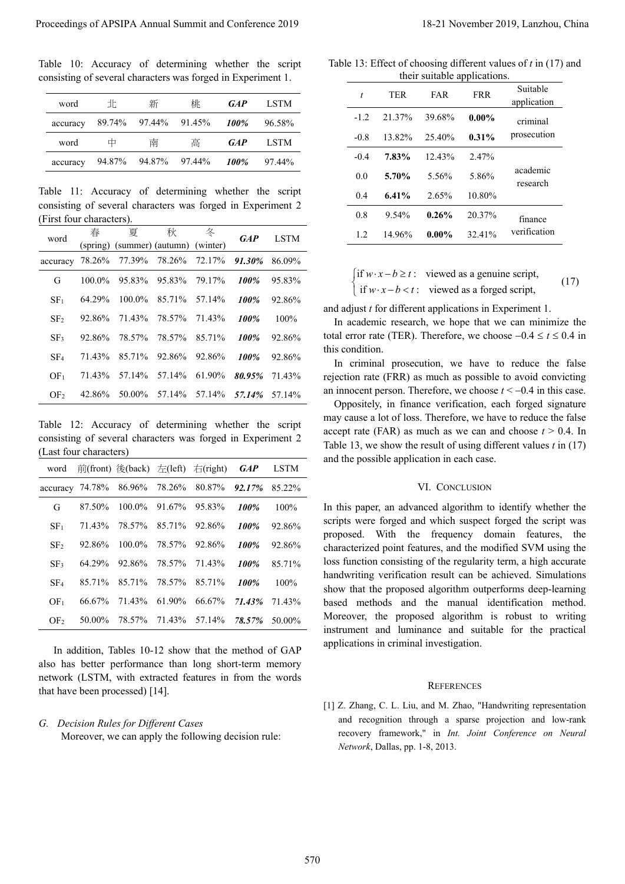Table 10: Accuracy of determining whether the script consisting of several characters was forged in Experiment 1.

| word | 北 | 新 | 桃 | *GAP* | LSTM |
|---|---|---|---|---|---|
| accuracy | 89.74% | 97.44% | 91.45% | ***100%*** | 96.58% |
| word | 中 | 南 | 高 | *GAP* | LSTM |
| accuracy | 94.87% | 94.87% | 97.44% | ***100%*** | 97.44% |

Table 11: Accuracy of determining whether the script consisting of several characters was forged in Experiment 2 (First four characters).

| word | 春 (spring) | 夏 (summer) | 秋 (autumn) | 冬 (winter) | *GAP* | LSTM |
|---|---|---|---|---|---|---|
| accuracy | 78.26% | 77.39% | 78.26% | 72.17% | ***91.30%*** | 86.09% |
| G | 100.0% | 95.83% | 95.83% | 79.17% | ***100%*** | 95.83% |
| $SF_1$ | 64.29% | 100.0% | 85.71% | 57.14% | ***100%*** | 92.86% |
| $SF_2$ | 92.86% | 71.43% | 78.57% | 71.43% | ***100%*** | 100% |
| $SF_3$ | 92.86% | 78.57% | 78.57% | 85.71% | ***100%*** | 92.86% |
| $SF_4$ | 71.43% | 85.71% | 92.86% | 92.86% | ***100%*** | 92.86% |
| $OF_1$ | 71.43% | 57.14% | 57.14% | 61.90% | ***80.95%*** | 71.43% |
| $OF_2$ | 42.86% | 50.00% | 57.14% | 57.14% | ***57.14%*** | 57.14% |

Table 12: Accuracy of determining whether the script consisting of several characters was forged in Experiment 2 (Last four characters)

| word | 前(front) | 後(back) | 左(left) | 右(right) | *GAP* | LSTM |
|---|---|---|---|---|---|---|
| accuracy | 74.78% | 86.96% | 78.26% | 80.87% | ***92.17%*** | 85.22% |
| G | 87.50% | 100.0% | 91.67% | 95.83% | ***100%*** | 100% |
| $SF_1$ | 71.43% | 78.57% | 85.71% | 92.86% | ***100%*** | 92.86% |
| $SF_2$ | 92.86% | 100.0% | 78.57% | 92.86% | ***100%*** | 92.86% |
| $SF_3$ | 64.29% | 92.86% | 78.57% | 71.43% | ***100%*** | 85.71% |
| $SF_4$ | 85.71% | 85.71% | 78.57% | 85.71% | ***100%*** | 100% |
| $OF_1$ | 66.67% | 71.43% | 61.90% | 66.67% | ***71.43%*** | 71.43% |
| $OF_2$ | 50.00% | 78.57% | 71.43% | 57.14% | ***78.57%*** | 50.00% |

In addition, Tables 10-12 show that the method of GAP also has better performance than long short-term memory network (LSTM, with extracted features in from the words that have been processed) [14].

### *G. Decision Rules for Different Cases*

Moreover, we can apply the following decision rule:

$$\begin{cases} \text{if } w \cdot x - b \geq t: & \text{viewed as a genuine script,} \\ \text{if } w \cdot x - b < t: & \text{viewed as a forged script,} \end{cases} \tag{17}$$

and adjust $t$ for different applications in Experiment 1.

In academic research, we hope that we can minimize the total error rate (TER). Therefore, we choose $-0.4 \leq t \leq 0.4$ in this condition.

In criminal prosecution, we have to reduce the false rejection rate (FRR) as much as possible to avoid convicting an innocent person. Therefore, we choose $t < -0.4$ in this case.

Oppositely, in finance verification, each forged signature may cause a lot of loss. Therefore, we have to reduce the false accept rate (FAR) as much as we can and choose $t > 0.4$. In Table 13, we show the result of using different values $t$ in (17) and the possible application in each case.

Table 13: Effect of choosing different values of $t$ in (17) and their suitable applications.

| $t$ | TER | FAR | FRR | Suitable application |
|---|---|---|---|---|
| -1.2 | 21.37% | 39.68% | **0.00%** | criminal prosecution |
| -0.8 | 13.82% | 25.40% | **0.31%** | |
| -0.4 | **7.83%** | 12.43% | 2.47% | academic research |
| 0.0 | **5.70%** | 5.56% | 5.86% | |
| 0.4 | **6.41%** | 2.65% | 10.80% | |
| 0.8 | 9.54% | **0.26%** | 20.37% | finance verification |
| 1.2 | 14.96% | **0.00%** | 32.41% | |

## VI. Conclusion

In this paper, an advanced algorithm to identify whether the scripts were forged and which suspect forged the script was proposed. With the frequency domain features, the characterized point features, and the modified SVM using the loss function consisting of the regularity term, a high accurate handwriting verification result can be achieved. Simulations show that the proposed algorithm outperforms deep-learning based methods and the manual identification method. Moreover, the proposed algorithm is robust to writing instrument and luminance and suitable for the practical applications in criminal investigation.

## References

[1] Z. Zhang, C. L. Liu, and M. Zhao, "Handwriting representation and recognition through a sparse projection and low-rank recovery framework," in *Int. Joint Conference on Neural Network*, Dallas, pp. 1-8, 2013.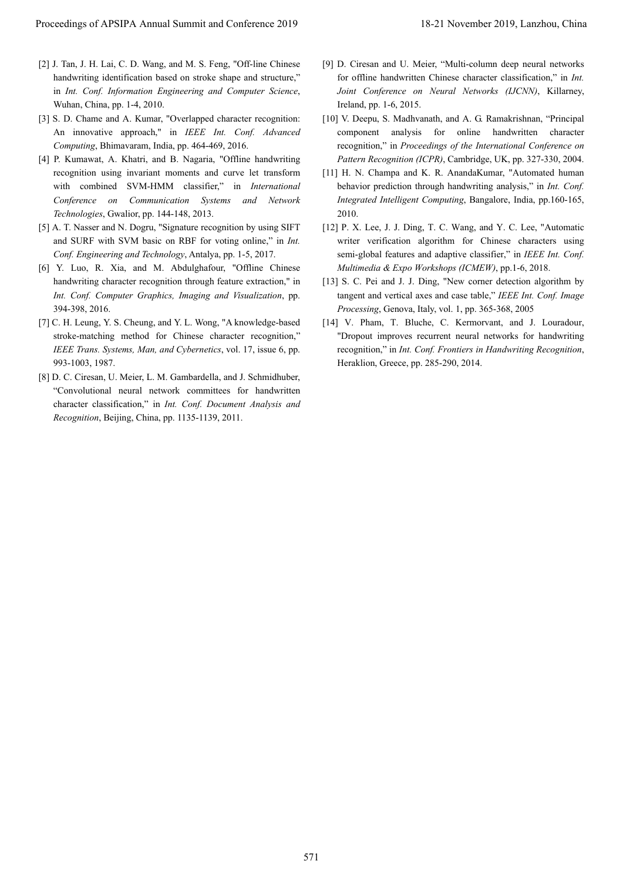[2] J. Tan, J. H. Lai, C. D. Wang, and M. S. Feng, "Off-line Chinese handwriting identification based on stroke shape and structure," in *Int. Conf. Information Engineering and Computer Science*, Wuhan, China, pp. 1-4, 2010.

[3] S. D. Chame and A. Kumar, "Overlapped character recognition: An innovative approach," in *IEEE Int. Conf. Advanced Computing*, Bhimavaram, India, pp. 464-469, 2016.

[4] P. Kumawat, A. Khatri, and B. Nagaria, "Offline handwriting recognition using invariant moments and curve let transform with combined SVM-HMM classifier," in *International Conference on Communication Systems and Network Technologies*, Gwalior, pp. 144-148, 2013.

[5] A. T. Nasser and N. Dogru, "Signature recognition by using SIFT and SURF with SVM basic on RBF for voting online," in *Int. Conf. Engineering and Technology*, Antalya, pp. 1-5, 2017.

[6] Y. Luo, R. Xia, and M. Abdulghafour, "Offline Chinese handwriting character recognition through feature extraction," in *Int. Conf. Computer Graphics, Imaging and Visualization*, pp. 394-398, 2016.

[7] C. H. Leung, Y. S. Cheung, and Y. L. Wong, "A knowledge-based stroke-matching method for Chinese character recognition," *IEEE Trans. Systems, Man, and Cybernetics*, vol. 17, issue 6, pp. 993-1003, 1987.

[8] D. C. Ciresan, U. Meier, L. M. Gambardella, and J. Schmidhuber, "Convolutional neural network committees for handwritten character classification," in *Int. Conf. Document Analysis and Recognition*, Beijing, China, pp. 1135-1139, 2011.

[9] D. Ciresan and U. Meier, "Multi-column deep neural networks for offline handwritten Chinese character classification," in *Int. Joint Conference on Neural Networks (IJCNN)*, Killarney, Ireland, pp. 1-6, 2015.

[10] V. Deepu, S. Madhvanath, and A. G. Ramakrishnan, "Principal component analysis for online handwritten character recognition," in *Proceedings of the International Conference on Pattern Recognition (ICPR)*, Cambridge, UK, pp. 327-330, 2004.

[11] H. N. Champa and K. R. AnandaKumar, "Automated human behavior prediction through handwriting analysis," in *Int. Conf. Integrated Intelligent Computing*, Bangalore, India, pp.160-165, 2010.

[12] P. X. Lee, J. J. Ding, T. C. Wang, and Y. C. Lee, "Automatic writer verification algorithm for Chinese characters using semi-global features and adaptive classifier," in *IEEE Int. Conf. Multimedia & Expo Workshops (ICMEW)*, pp.1-6, 2018.

[13] S. C. Pei and J. J. Ding, "New corner detection algorithm by tangent and vertical axes and case table," *IEEE Int. Conf. Image Processing*, Genova, Italy, vol. 1, pp. 365-368, 2005

[14] V. Pham, T. Bluche, C. Kermorvant, and J. Louradour, "Dropout improves recurrent neural networks for handwriting recognition," in *Int. Conf. Frontiers in Handwriting Recognition*, Heraklion, Greece, pp. 285-290, 2014.